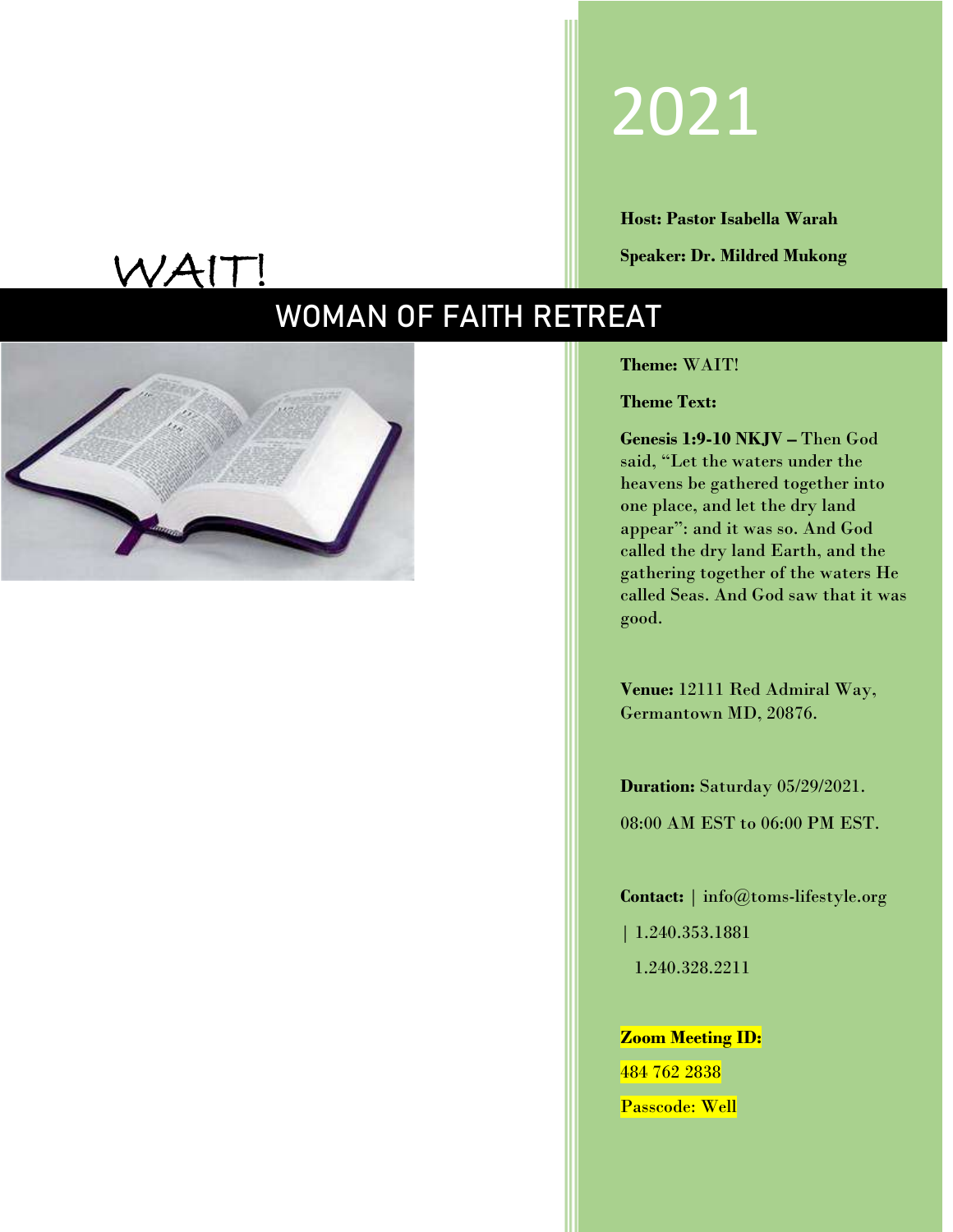# 2021

**Host: Pastor Isabella Warah**

**Speaker: Dr. Mildred Mukong**

WAIT!

# WOMAN OF FAITH RETREAT

**Theme:** WAIT!

**Theme Text:**

**Genesis 1:9-10 NKJV –** Then God said, "Let the waters under the heavens be gathered together into one place, and let the dry land appear": and it was so. And God called the dry land Earth, and the gathering together of the waters He called Seas. And God saw that it was good.

**Venue:** 12111 Red Admiral Way, Germantown MD, 20876.

**Duration:** Saturday 05/29/2021.

08:00 AM EST to 06:00 PM EST.

**Contact:** | info@toms-lifestyle.org

| 1.240.353.1881

1.240.328.2211

**Zoom Meeting ID:**

484 762 2838

Passcode: Well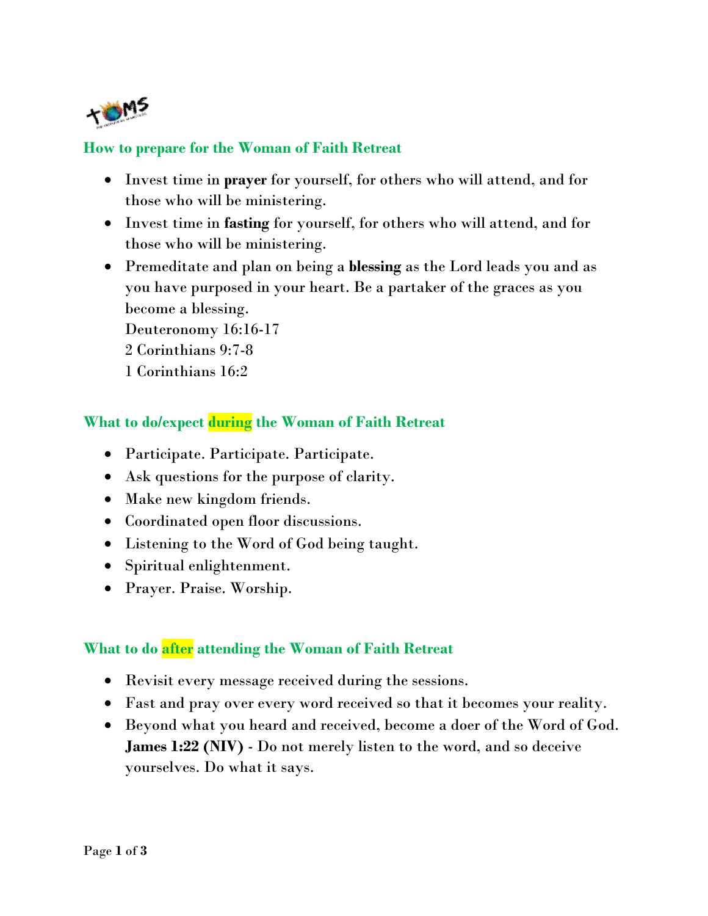## How to prepare for the Woman of Faith Retreat

- Invest time in **prayer** for yourself, for others who will attend, and for those who will be ministering.
- Invest time in **fasting** for yourself, for others who will attend, and for those who will be ministering.
- Premeditate and plan on being a **blessing** as the Lord leads you and as you have purposed in your heart. Be a partaker of the graces as you become a blessing.
  Deuteronomy 16:16-17
  2 Corinthians 9:7-8
  1 Corinthians 16:2

## What to do/expect during the Woman of Faith Retreat

- Participate. Participate. Participate.
- Ask questions for the purpose of clarity.
- Make new kingdom friends.
- Coordinated open floor discussions.
- Listening to the Word of God being taught.
- Spiritual enlightenment.
- Prayer. Praise. Worship.

## What to do after attending the Woman of Faith Retreat

- Revisit every message received during the sessions.
- Fast and pray over every word received so that it becomes your reality.
- Beyond what you heard and received, become a doer of the Word of God.
  **James 1:22 (NIV)** - Do not merely listen to the word, and so deceive yourselves. Do what it says.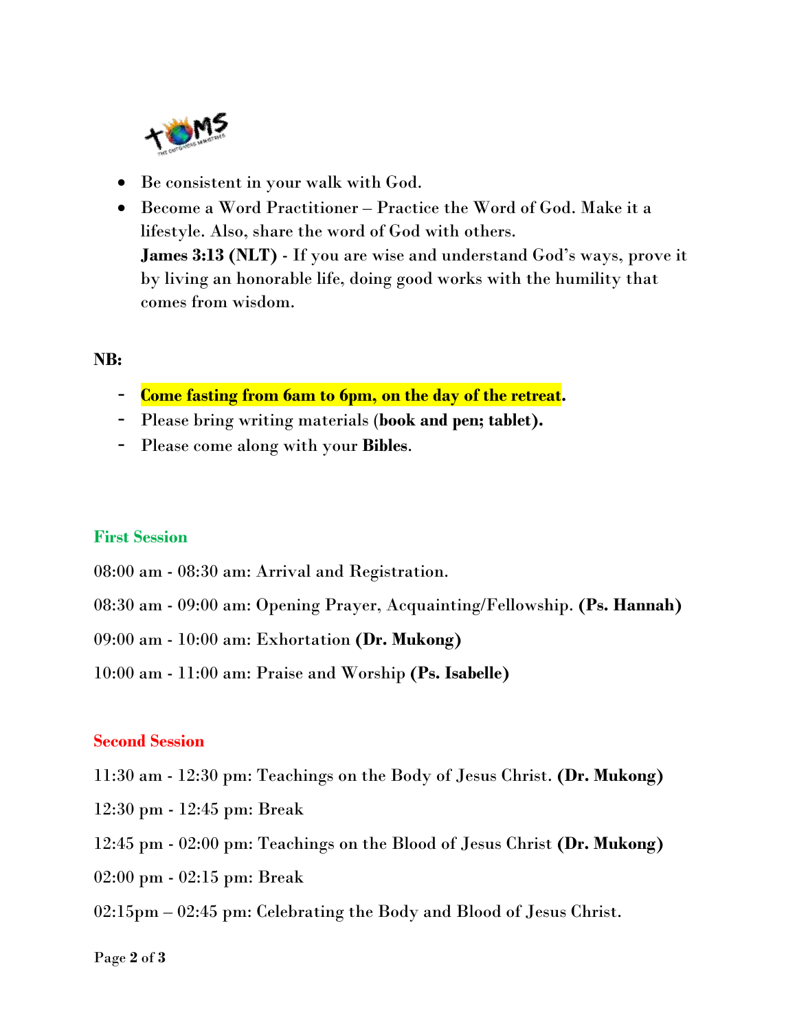- Be consistent in your walk with God.
- Become a Word Practitioner – Practice the Word of God. Make it a lifestyle. Also, share the word of God with others.
  **James 3:13 (NLT)** - If you are wise and understand God's ways, prove it by living an honorable life, doing good works with the humility that comes from wisdom.

**NB:**

- **Come fasting from 6am to 6pm, on the day of the retreat.**
- Please bring writing materials (**book and pen; tablet).**
- Please come along with your **Bibles**.

**First Session**

08:00 am - 08:30 am: Arrival and Registration.

08:30 am - 09:00 am: Opening Prayer, Acquainting/Fellowship. **(Ps. Hannah)**

09:00 am - 10:00 am: Exhortation **(Dr. Mukong)**

10:00 am - 11:00 am: Praise and Worship **(Ps. Isabelle)**

**Second Session**

11:30 am - 12:30 pm: Teachings on the Body of Jesus Christ. **(Dr. Mukong)**

12:30 pm - 12:45 pm: Break

12:45 pm - 02:00 pm: Teachings on the Blood of Jesus Christ **(Dr. Mukong)**

02:00 pm - 02:15 pm: Break

02:15pm – 02:45 pm: Celebrating the Body and Blood of Jesus Christ.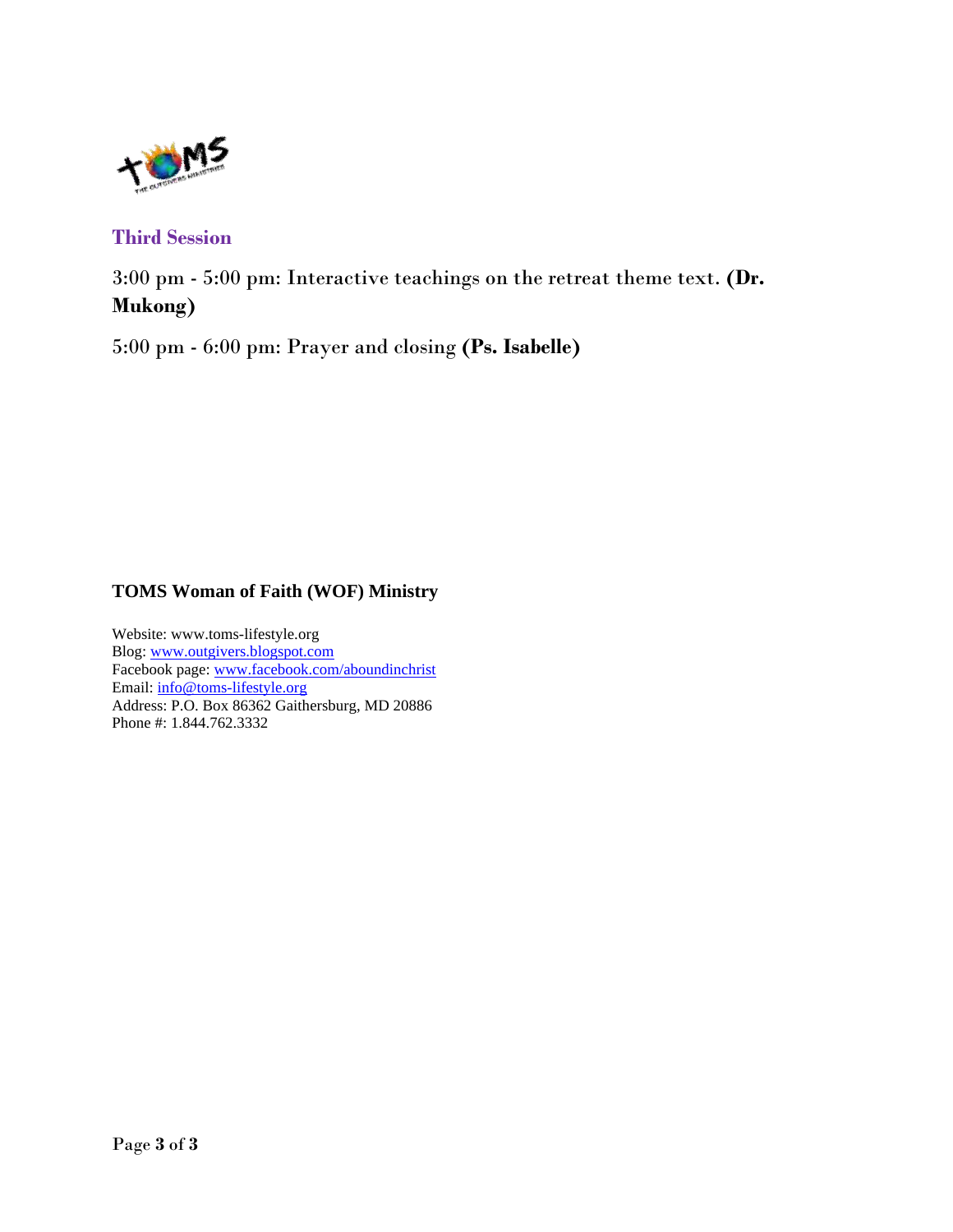## Third Session

3:00 pm - 5:00 pm: Interactive teachings on the retreat theme text. **(Dr. Mukong)**

5:00 pm - 6:00 pm: Prayer and closing **(Ps. Isabelle)**

**TOMS Woman of Faith (WOF) Ministry**

Website: www.toms-lifestyle.org
Blog: www.outgivers.blogspot.com
Facebook page: www.facebook.com/aboundinchrist
Email: info@toms-lifestyle.org
Address: P.O. Box 86362 Gaithersburg, MD 20886
Phone #: 1.844.762.3332